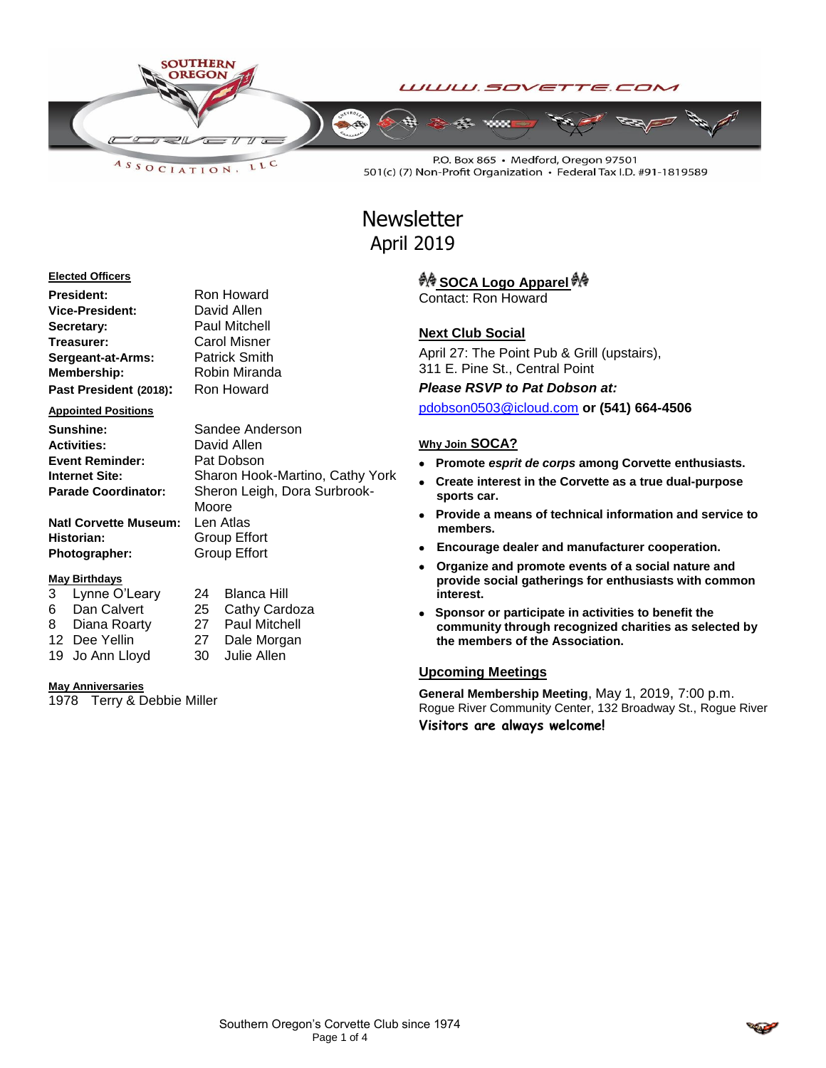SOUTHERN OREGON CORVETTE ASSOCIATION, LLC

WWW.SOVETTE.COM

P.O. Box 865 • Medford, Oregon 97501
501(c) (7) Non-Profit Organization • Federal Tax I.D. #91-1819589

# Newsletter
## April 2019

### Elected Officers

| | |
|---|---|
| **President:** | Ron Howard |
| **Vice-President:** | David Allen |
| **Secretary:** | Paul Mitchell |
| **Treasurer:** | Carol Misner |
| **Sergeant-at-Arms:** | Patrick Smith |
| **Membership:** | Robin Miranda |
| **Past President (2018):** | Ron Howard |

### Appointed Positions

| | |
|---|---|
| **Sunshine:** | Sandee Anderson |
| **Activities:** | David Allen |
| **Event Reminder:** | Pat Dobson |
| **Internet Site:** | Sharon Hook-Martino, Cathy York |
| **Parade Coordinator:** | Sheron Leigh, Dora Surbrook-Moore |
| **Natl Corvette Museum:** | Len Atlas |
| **Historian:** | Group Effort |
| **Photographer:** | Group Effort |

### May Birthdays

| | | | |
|---|---|---|---|
| 3 | Lynne O'Leary | 24 | Blanca Hill |
| 6 | Dan Calvert | 25 | Cathy Cardoza |
| 8 | Diana Roarty | 27 | Paul Mitchell |
| 12 | Dee Yellin | 27 | Dale Morgan |
| 19 | Jo Ann Lloyd | 30 | Julie Allen |

### May Anniversaries

1978 Terry & Debbie Miller

### SOCA Logo Apparel

Contact: Ron Howard

### Next Club Social

April 27: The Point Pub & Grill (upstairs),
311 E. Pine St., Central Point

***Please RSVP to Pat Dobson at:***

pdobson0503@icloud.com **or (541) 664-4506**

### Why Join SOCA?

- **Promote *esprit de corps* among Corvette enthusiasts.**
- **Create interest in the Corvette as a true dual-purpose sports car.**
- **Provide a means of technical information and service to members.**
- **Encourage dealer and manufacturer cooperation.**
- **Organize and promote events of a social nature and provide social gatherings for enthusiasts with common interest.**
- **Sponsor or participate in activities to benefit the community through recognized charities as selected by the members of the Association.**

### Upcoming Meetings

**General Membership Meeting**, May 1, 2019, 7:00 p.m.
Rogue River Community Center, 132 Broadway St., Rogue River

**Visitors are always welcome!**

Southern Oregon's Corvette Club since 1974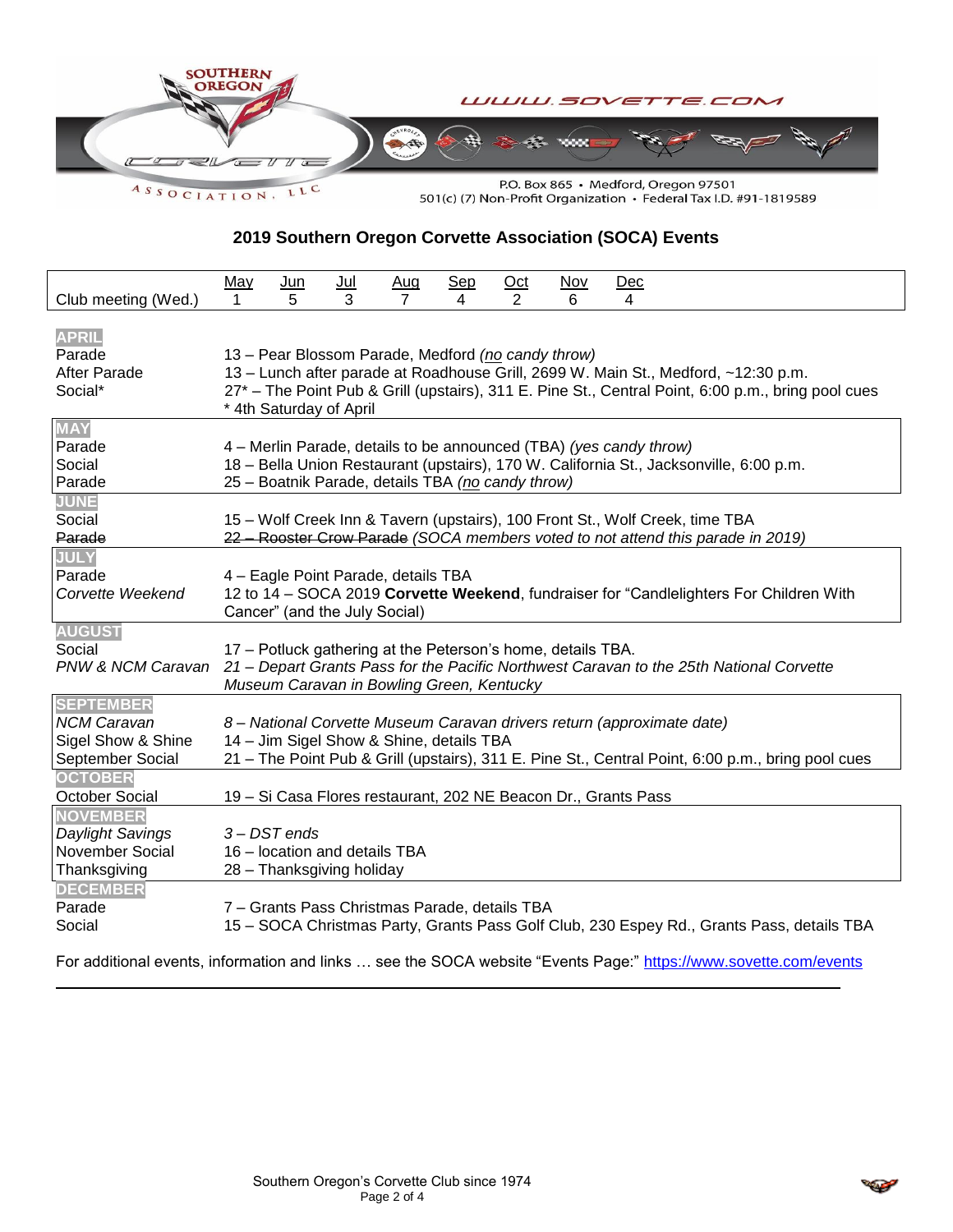SOUTHERN OREGON CORVETTE ASSOCIATION, LLC

WWW.SOVETTE.COM

P.O. Box 865 • Medford, Oregon 97501
501(c) (7) Non-Profit Organization • Federal Tax I.D. #91-1819589

## 2019 Southern Oregon Corvette Association (SOCA) Events

| | May | Jun | Jul | Aug | Sep | Oct | Nov | Dec |
|---|---|---|---|---|---|---|---|---|
| Club meeting (Wed.) | 1 | 5 | 3 | 7 | 4 | 2 | 6 | 4 |

| | |
|---|---|
| **APRIL** | |
| Parade | 13 – Pear Blossom Parade, Medford *(no candy throw)* |
| After Parade | 13 – Lunch after parade at Roadhouse Grill, 2699 W. Main St., Medford, ~12:30 p.m. |
| Social* | 27* – The Point Pub & Grill (upstairs), 311 E. Pine St., Central Point, 6:00 p.m., bring pool cues<br>* 4th Saturday of April |
| **MAY** | |
| Parade | 4 – Merlin Parade, details to be announced (TBA) *(yes candy throw)* |
| Social | 18 – Bella Union Restaurant (upstairs), 170 W. California St., Jacksonville, 6:00 p.m. |
| Parade | 25 – Boatnik Parade, details TBA *(no candy throw)* |
| **JUNE** | |
| Social | 15 – Wolf Creek Inn & Tavern (upstairs), 100 Front St., Wolf Creek, time TBA |
| ~~Parade~~ | ~~22 – Rooster Crow Parade~~ *(SOCA members voted to not attend this parade in 2019)* |
| **JULY** | |
| Parade | 4 – Eagle Point Parade, details TBA |
| *Corvette Weekend* | 12 to 14 – SOCA 2019 **Corvette Weekend**, fundraiser for "Candlelighters For Children With Cancer" (and the July Social) |
| **AUGUST** | |
| Social | 17 – Potluck gathering at the Peterson's home, details TBA. |
| *PNW & NCM Caravan* | *21 – Depart Grants Pass for the Pacific Northwest Caravan to the 25th National Corvette Museum Caravan in Bowling Green, Kentucky* |
| **SEPTEMBER** | |
| *NCM Caravan* | *8 – National Corvette Museum Caravan drivers return (approximate date)* |
| Sigel Show & Shine | 14 – Jim Sigel Show & Shine, details TBA |
| September Social | 21 – The Point Pub & Grill (upstairs), 311 E. Pine St., Central Point, 6:00 p.m., bring pool cues |
| **OCTOBER** | |
| October Social | 19 – Si Casa Flores restaurant, 202 NE Beacon Dr., Grants Pass |
| **NOVEMBER** | |
| *Daylight Savings* | *3 – DST ends* |
| November Social | 16 – location and details TBA |
| Thanksgiving | 28 – Thanksgiving holiday |
| **DECEMBER** | |
| Parade | 7 – Grants Pass Christmas Parade, details TBA |
| Social | 15 – SOCA Christmas Party, Grants Pass Golf Club, 230 Espey Rd., Grants Pass, details TBA |

For additional events, information and links … see the SOCA website "Events Page:" https://www.sovette.com/events

Southern Oregon's Corvette Club since 1974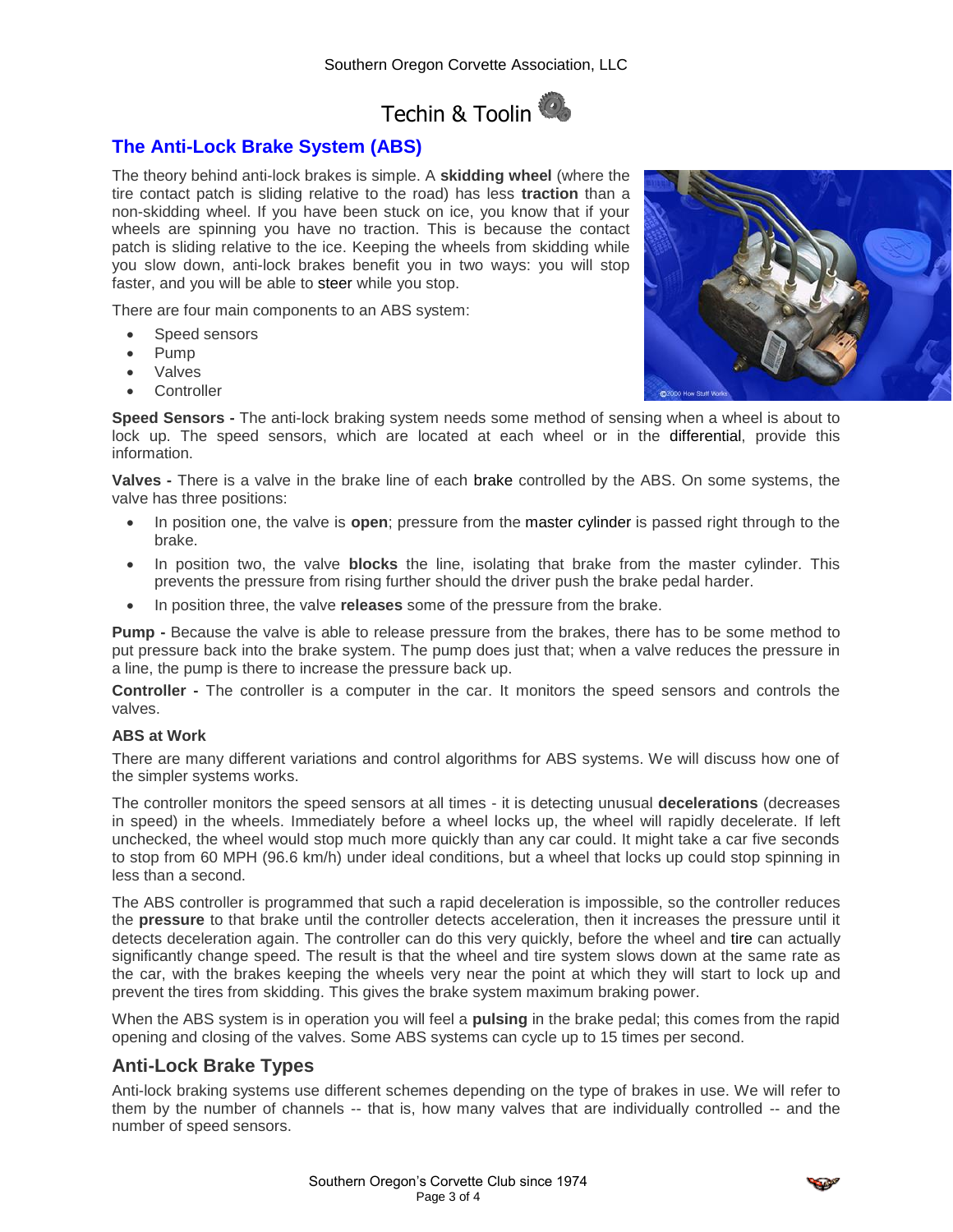Techin & Toolin

## The Anti-Lock Brake System (ABS)

The theory behind anti-lock brakes is simple. A **skidding wheel** (where the tire contact patch is sliding relative to the road) has less **traction** than a non-skidding wheel. If you have been stuck on ice, you know that if your wheels are spinning you have no traction. This is because the contact patch is sliding relative to the ice. Keeping the wheels from skidding while you slow down, anti-lock brakes benefit you in two ways: you will stop faster, and you will be able to steer while you stop.

There are four main components to an ABS system:

- Speed sensors
- Pump
- Valves
- Controller

**Speed Sensors -** The anti-lock braking system needs some method of sensing when a wheel is about to lock up. The speed sensors, which are located at each wheel or in the differential, provide this information.

**Valves -** There is a valve in the brake line of each brake controlled by the ABS. On some systems, the valve has three positions:

- In position one, the valve is **open**; pressure from the master cylinder is passed right through to the brake.
- In position two, the valve **blocks** the line, isolating that brake from the master cylinder. This prevents the pressure from rising further should the driver push the brake pedal harder.
- In position three, the valve **releases** some of the pressure from the brake.

**Pump -** Because the valve is able to release pressure from the brakes, there has to be some method to put pressure back into the brake system. The pump does just that; when a valve reduces the pressure in a line, the pump is there to increase the pressure back up.

**Controller -** The controller is a computer in the car. It monitors the speed sensors and controls the valves.

### ABS at Work

There are many different variations and control algorithms for ABS systems. We will discuss how one of the simpler systems works.

The controller monitors the speed sensors at all times - it is detecting unusual **decelerations** (decreases in speed) in the wheels. Immediately before a wheel locks up, the wheel will rapidly decelerate. If left unchecked, the wheel would stop much more quickly than any car could. It might take a car five seconds to stop from 60 MPH (96.6 km/h) under ideal conditions, but a wheel that locks up could stop spinning in less than a second.

The ABS controller is programmed that such a rapid deceleration is impossible, so the controller reduces the **pressure** to that brake until the controller detects acceleration, then it increases the pressure until it detects deceleration again. The controller can do this very quickly, before the wheel and tire can actually significantly change speed. The result is that the wheel and tire system slows down at the same rate as the car, with the brakes keeping the wheels very near the point at which they will start to lock up and prevent the tires from skidding. This gives the brake system maximum braking power.

When the ABS system is in operation you will feel a **pulsing** in the brake pedal; this comes from the rapid opening and closing of the valves. Some ABS systems can cycle up to 15 times per second.

## Anti-Lock Brake Types

Anti-locking braking systems use different schemes depending on the type of brakes in use. We will refer to them by the number of channels -- that is, how many valves that are individually controlled -- and the number of speed sensors.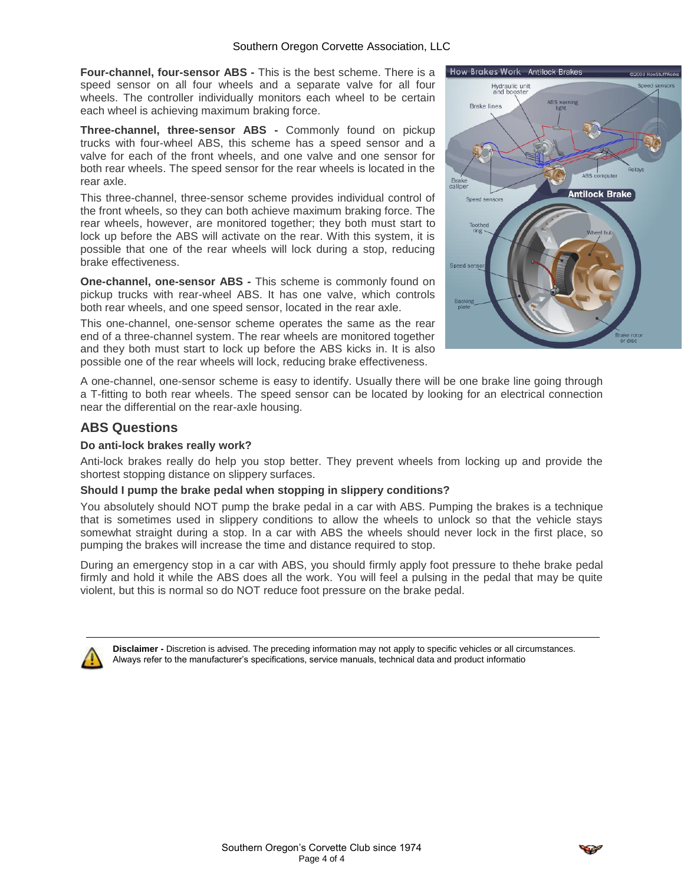**Four-channel, four-sensor ABS -** This is the best scheme. There is a speed sensor on all four wheels and a separate valve for all four wheels. The controller individually monitors each wheel to be certain each wheel is achieving maximum braking force.

**Three-channel, three-sensor ABS -** Commonly found on pickup trucks with four-wheel ABS, this scheme has a speed sensor and a valve for each of the front wheels, and one valve and one sensor for both rear wheels. The speed sensor for the rear wheels is located in the rear axle.

This three-channel, three-sensor scheme provides individual control of the front wheels, so they can both achieve maximum braking force. The rear wheels, however, are monitored together; they both must start to lock up before the ABS will activate on the rear. With this system, it is possible that one of the rear wheels will lock during a stop, reducing brake effectiveness.

**One-channel, one-sensor ABS -** This scheme is commonly found on pickup trucks with rear-wheel ABS. It has one valve, which controls both rear wheels, and one speed sensor, located in the rear axle.

This one-channel, one-sensor scheme operates the same as the rear end of a three-channel system. The rear wheels are monitored together and they both must start to lock up before the ABS kicks in. It is also possible one of the rear wheels will lock, reducing brake effectiveness.

A one-channel, one-sensor scheme is easy to identify. Usually there will be one brake line going through a T-fitting to both rear wheels. The speed sensor can be located by looking for an electrical connection near the differential on the rear-axle housing.

## ABS Questions

**Do anti-lock brakes really work?**

Anti-lock brakes really do help you stop better. They prevent wheels from locking up and provide the shortest stopping distance on slippery surfaces.

**Should I pump the brake pedal when stopping in slippery conditions?**

You absolutely should NOT pump the brake pedal in a car with ABS. Pumping the brakes is a technique that is sometimes used in slippery conditions to allow the wheels to unlock so that the vehicle stays somewhat straight during a stop. In a car with ABS the wheels should never lock in the first place, so pumping the brakes will increase the time and distance required to stop.

During an emergency stop in a car with ABS, you should firmly apply foot pressure to thehe brake pedal firmly and hold it while the ABS does all the work. You will feel a pulsing in the pedal that may be quite violent, but this is normal so do NOT reduce foot pressure on the brake pedal.

---

**Disclaimer -** Discretion is advised. The preceding information may not apply to specific vehicles or all circumstances. Always refer to the manufacturer's specifications, service manuals, technical data and product informatio